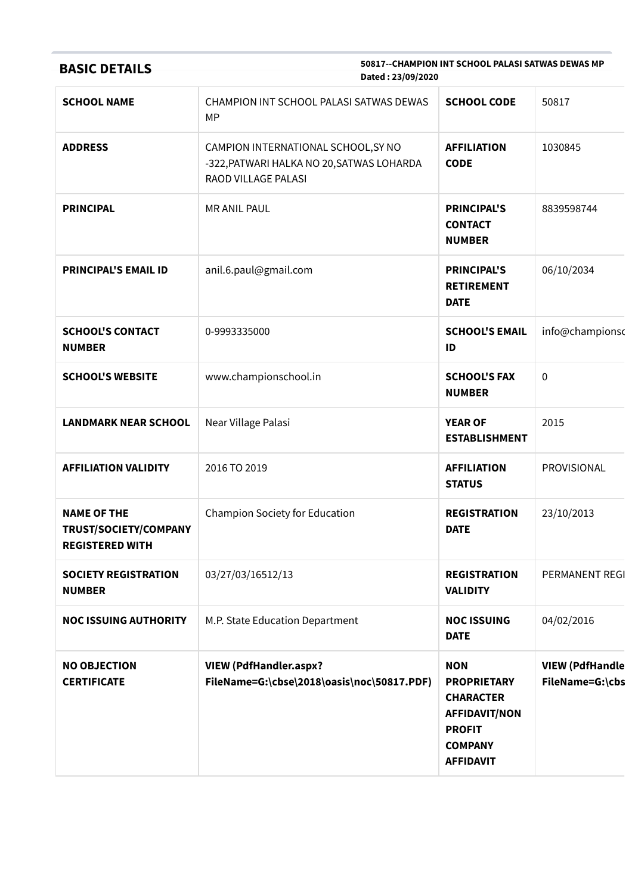## BASIC DETAILS

**50817--CHAMPION INT SCHOOL PALASI SATWAS DEWAS MP**
**Dated : 23/09/2020**

| | | | |
|---|---|---|---|
| **SCHOOL NAME** | CHAMPION INT SCHOOL PALASI SATWAS DEWAS MP | **SCHOOL CODE** | 50817 |
| **ADDRESS** | CAMPION INTERNATIONAL SCHOOL,SY NO -322,PATWARI HALKA NO 20,SATWAS LOHARDA RAOD VILLAGE PALASI | **AFFILIATION CODE** | 1030845 |
| **PRINCIPAL** | MR ANIL PAUL | **PRINCIPAL'S CONTACT NUMBER** | 8839598744 |
| **PRINCIPAL'S EMAIL ID** | anil.6.paul@gmail.com | **PRINCIPAL'S RETIREMENT DATE** | 06/10/2034 |
| **SCHOOL'S CONTACT NUMBER** | 0-9993335000 | **SCHOOL'S EMAIL ID** | info@championsc |
| **SCHOOL'S WEBSITE** | www.championschool.in | **SCHOOL'S FAX NUMBER** | 0 |
| **LANDMARK NEAR SCHOOL** | Near Village Palasi | **YEAR OF ESTABLISHMENT** | 2015 |
| **AFFILIATION VALIDITY** | 2016 TO 2019 | **AFFILIATION STATUS** | PROVISIONAL |
| **NAME OF THE TRUST/SOCIETY/COMPANY REGISTERED WITH** | Champion Society for Education | **REGISTRATION DATE** | 23/10/2013 |
| **SOCIETY REGISTRATION NUMBER** | 03/27/03/16512/13 | **REGISTRATION VALIDITY** | PERMANENT REGI |
| **NOC ISSUING AUTHORITY** | M.P. State Education Department | **NOC ISSUING DATE** | 04/02/2016 |
| **NO OBJECTION CERTIFICATE** | **VIEW (PdfHandler.aspx?FileName=G:\cbse\2018\oasis\noc\50817.PDF)** | **NON PROPRIETARY CHARACTER AFFIDAVIT/NON PROFIT COMPANY AFFIDAVIT** | **VIEW (PdfHandle FileName=G:\cbs** |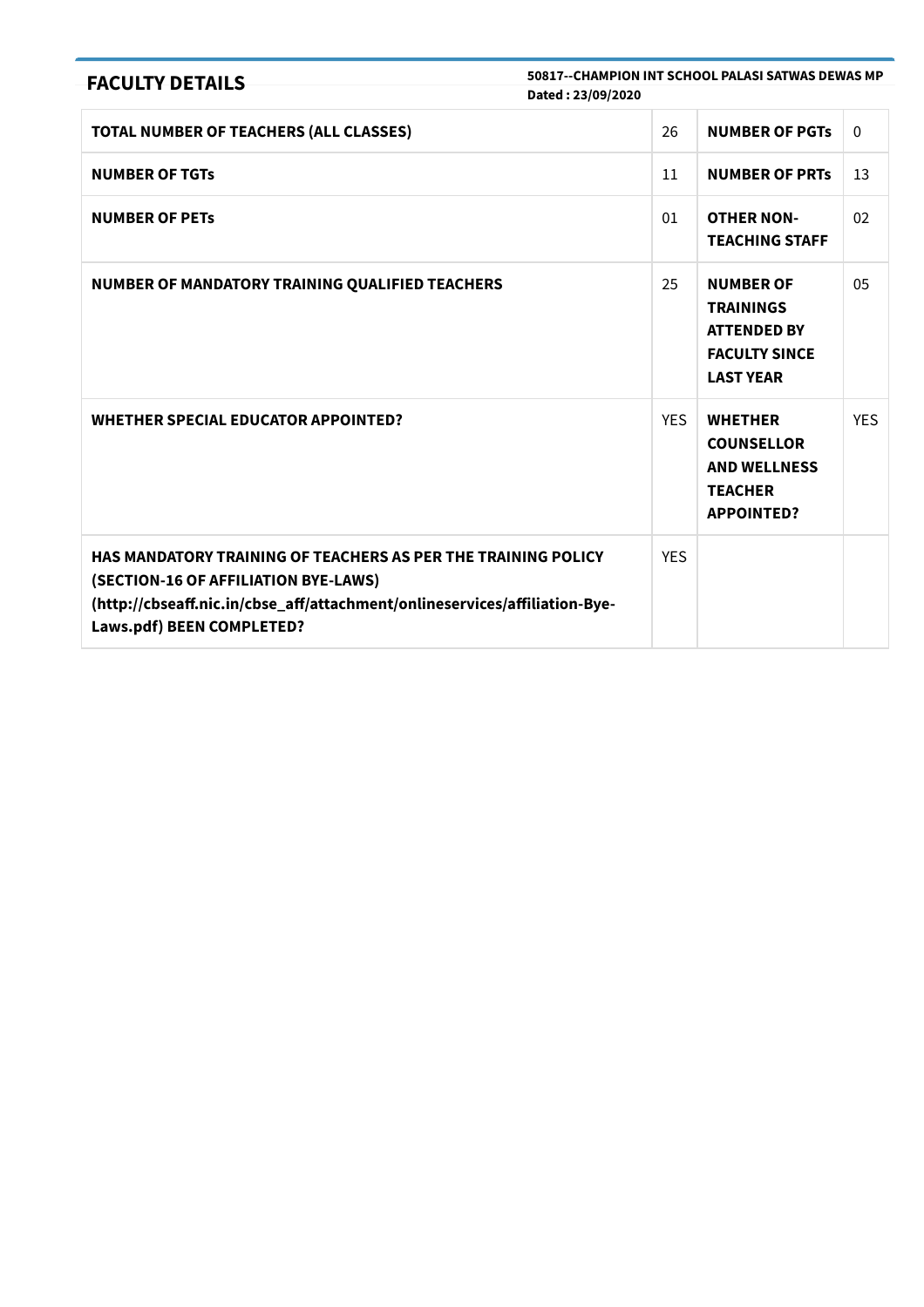## FACULTY DETAILS

**50817--CHAMPION INT SCHOOL PALASI SATWAS DEWAS MP**
**Dated : 23/09/2020**

| | | | |
|---|---|---|---|
| **TOTAL NUMBER OF TEACHERS (ALL CLASSES)** | 26 | **NUMBER OF PGTs** | 0 |
| **NUMBER OF TGTs** | 11 | **NUMBER OF PRTs** | 13 |
| **NUMBER OF PETs** | 01 | **OTHER NON-TEACHING STAFF** | 02 |
| **NUMBER OF MANDATORY TRAINING QUALIFIED TEACHERS** | 25 | **NUMBER OF TRAININGS ATTENDED BY FACULTY SINCE LAST YEAR** | 05 |
| **WHETHER SPECIAL EDUCATOR APPOINTED?** | YES | **WHETHER COUNSELLOR AND WELLNESS TEACHER APPOINTED?** | YES |
| **HAS MANDATORY TRAINING OF TEACHERS AS PER THE TRAINING POLICY (SECTION-16 OF AFFILIATION BYE-LAWS) (http://cbseaff.nic.in/cbse_aff/attachment/onlineservices/affiliation-Bye-Laws.pdf) BEEN COMPLETED?** | YES | | |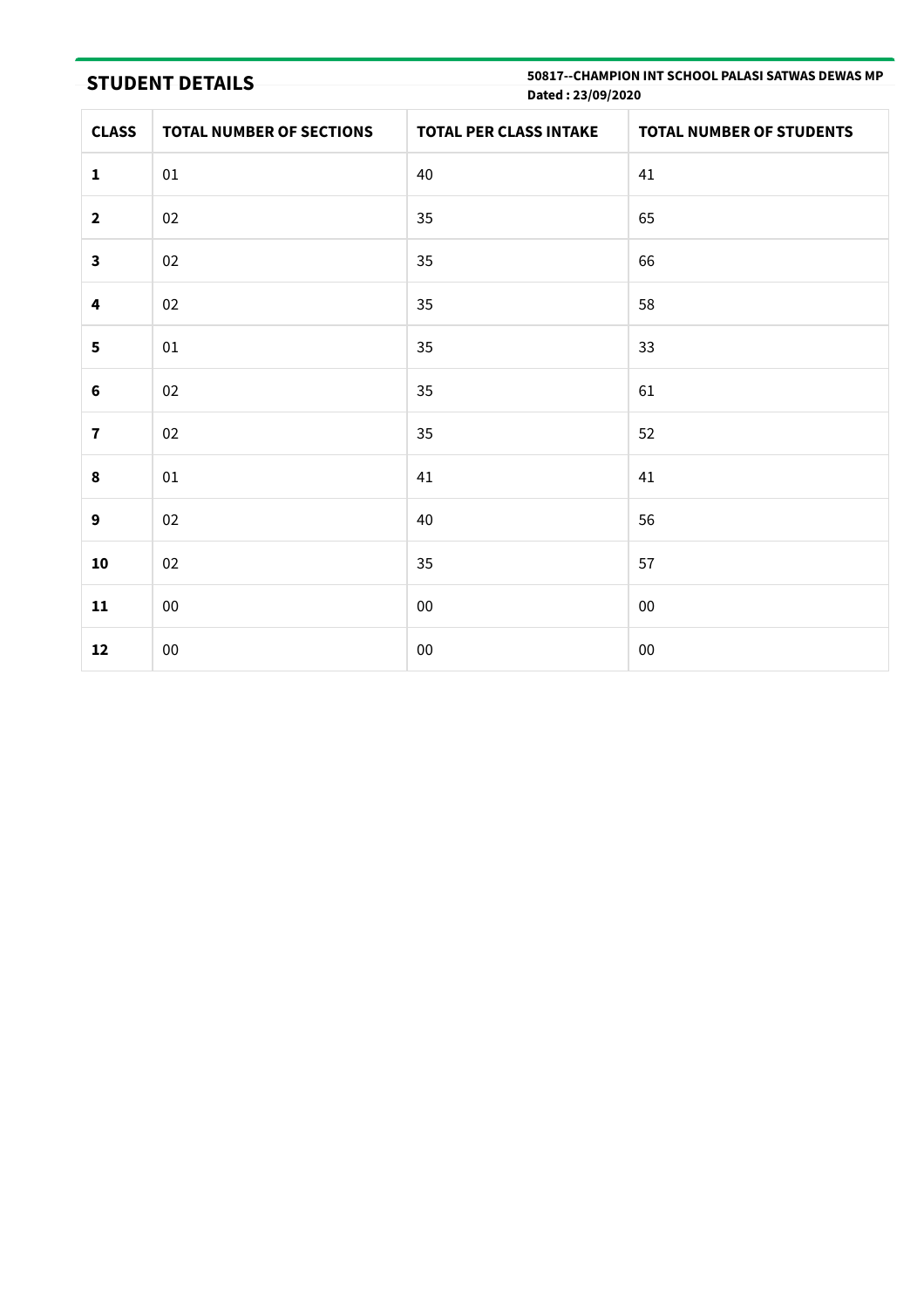## STUDENT DETAILS

**50817--CHAMPION INT SCHOOL PALASI SATWAS DEWAS MP**
**Dated : 23/09/2020**

| CLASS | TOTAL NUMBER OF SECTIONS | TOTAL PER CLASS INTAKE | TOTAL NUMBER OF STUDENTS |
|---|---|---|---|
| **1** | 01 | 40 | 41 |
| **2** | 02 | 35 | 65 |
| **3** | 02 | 35 | 66 |
| **4** | 02 | 35 | 58 |
| **5** | 01 | 35 | 33 |
| **6** | 02 | 35 | 61 |
| **7** | 02 | 35 | 52 |
| **8** | 01 | 41 | 41 |
| **9** | 02 | 40 | 56 |
| **10** | 02 | 35 | 57 |
| **11** | 00 | 00 | 00 |
| **12** | 00 | 00 | 00 |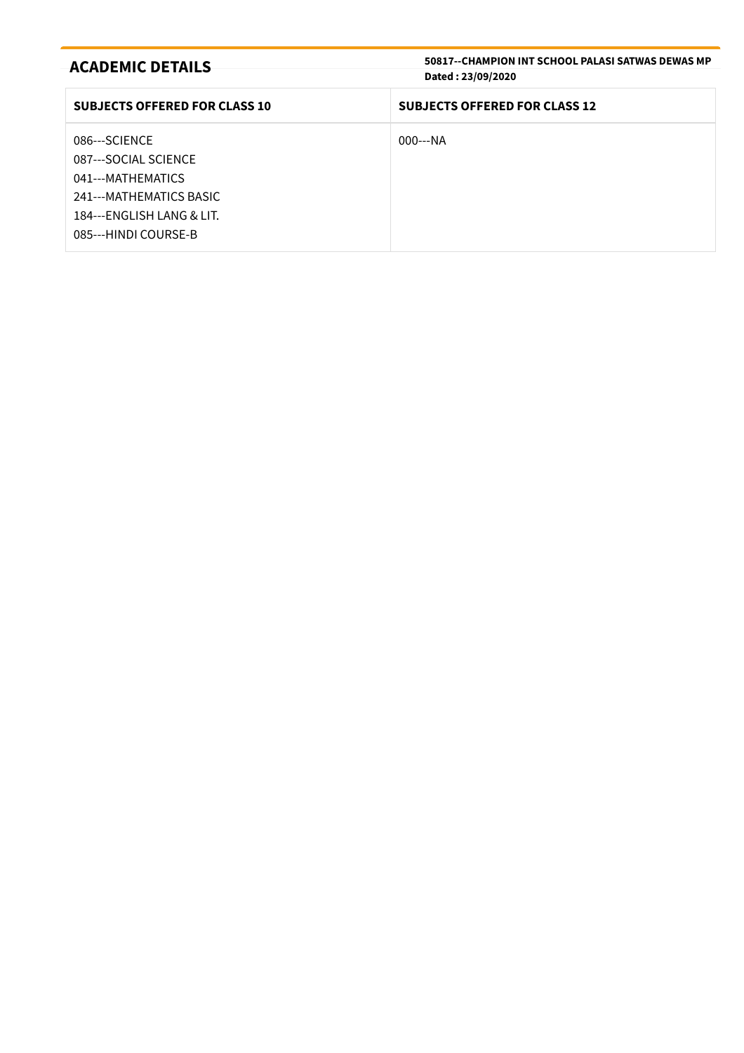## ACADEMIC DETAILS

**50817--CHAMPION INT SCHOOL PALASI SATWAS DEWAS MP**
**Dated : 23/09/2020**

| SUBJECTS OFFERED FOR CLASS 10 | SUBJECTS OFFERED FOR CLASS 12 |
| --- | --- |
| 086---SCIENCE<br>087---SOCIAL SCIENCE<br>041---MATHEMATICS<br>241---MATHEMATICS BASIC<br>184---ENGLISH LANG & LIT.<br>085---HINDI COURSE-B | 000---NA |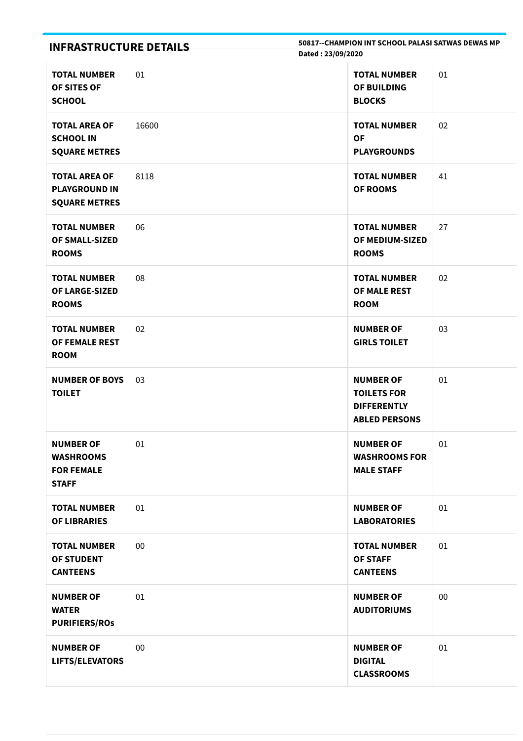## INFRASTRUCTURE DETAILS

**50817--CHAMPION INT SCHOOL PALASI SATWAS DEWAS MP**
**Dated : 23/09/2020**

| | | | |
|---|---|---|---|
| **TOTAL NUMBER OF SITES OF SCHOOL** | 01 | **TOTAL NUMBER OF BUILDING BLOCKS** | 01 |
| **TOTAL AREA OF SCHOOL IN SQUARE METRES** | 16600 | **TOTAL NUMBER OF PLAYGROUNDS** | 02 |
| **TOTAL AREA OF PLAYGROUND IN SQUARE METRES** | 8118 | **TOTAL NUMBER OF ROOMS** | 41 |
| **TOTAL NUMBER OF SMALL-SIZED ROOMS** | 06 | **TOTAL NUMBER OF MEDIUM-SIZED ROOMS** | 27 |
| **TOTAL NUMBER OF LARGE-SIZED ROOMS** | 08 | **TOTAL NUMBER OF MALE REST ROOM** | 02 |
| **TOTAL NUMBER OF FEMALE REST ROOM** | 02 | **NUMBER OF GIRLS TOILET** | 03 |
| **NUMBER OF BOYS TOILET** | 03 | **NUMBER OF TOILETS FOR DIFFERENTLY ABLED PERSONS** | 01 |
| **NUMBER OF WASHROOMS FOR FEMALE STAFF** | 01 | **NUMBER OF WASHROOMS FOR MALE STAFF** | 01 |
| **TOTAL NUMBER OF LIBRARIES** | 01 | **NUMBER OF LABORATORIES** | 01 |
| **TOTAL NUMBER OF STUDENT CANTEENS** | 00 | **TOTAL NUMBER OF STAFF CANTEENS** | 01 |
| **NUMBER OF WATER PURIFIERS/ROs** | 01 | **NUMBER OF AUDITORIUMS** | 00 |
| **NUMBER OF LIFTS/ELEVATORS** | 00 | **NUMBER OF DIGITAL CLASSROOMS** | 01 |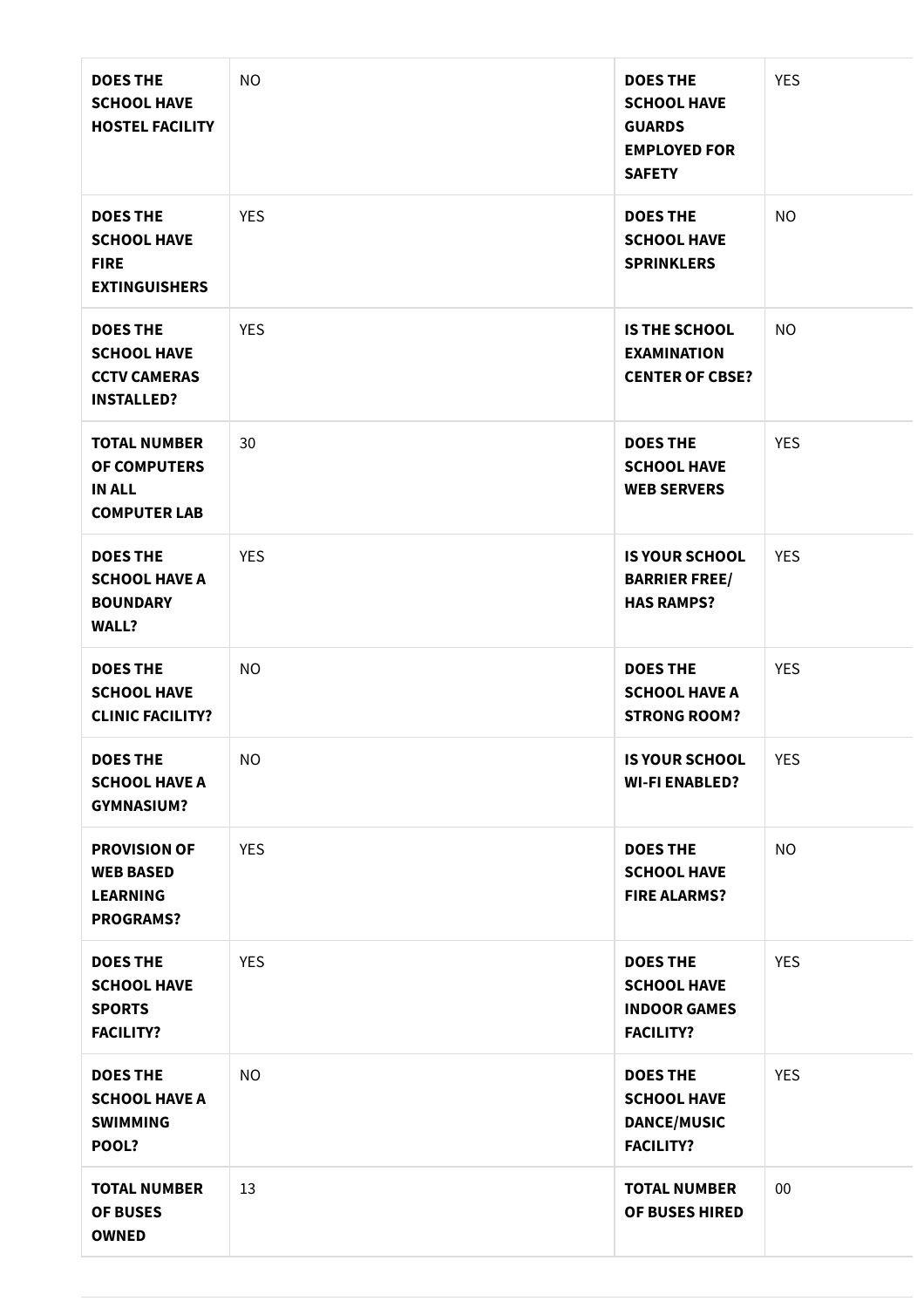| | | | |
|---|---|---|---|
| **DOES THE SCHOOL HAVE HOSTEL FACILITY** | NO | **DOES THE SCHOOL HAVE GUARDS EMPLOYED FOR SAFETY** | YES |
| **DOES THE SCHOOL HAVE FIRE EXTINGUISHERS** | YES | **DOES THE SCHOOL HAVE SPRINKLERS** | NO |
| **DOES THE SCHOOL HAVE CCTV CAMERAS INSTALLED?** | YES | **IS THE SCHOOL EXAMINATION CENTER OF CBSE?** | NO |
| **TOTAL NUMBER OF COMPUTERS IN ALL COMPUTER LAB** | 30 | **DOES THE SCHOOL HAVE WEB SERVERS** | YES |
| **DOES THE SCHOOL HAVE A BOUNDARY WALL?** | YES | **IS YOUR SCHOOL BARRIER FREE/ HAS RAMPS?** | YES |
| **DOES THE SCHOOL HAVE CLINIC FACILITY?** | NO | **DOES THE SCHOOL HAVE A STRONG ROOM?** | YES |
| **DOES THE SCHOOL HAVE A GYMNASIUM?** | NO | **IS YOUR SCHOOL WI-FI ENABLED?** | YES |
| **PROVISION OF WEB BASED LEARNING PROGRAMS?** | YES | **DOES THE SCHOOL HAVE FIRE ALARMS?** | NO |
| **DOES THE SCHOOL HAVE SPORTS FACILITY?** | YES | **DOES THE SCHOOL HAVE INDOOR GAMES FACILITY?** | YES |
| **DOES THE SCHOOL HAVE A SWIMMING POOL?** | NO | **DOES THE SCHOOL HAVE DANCE/MUSIC FACILITY?** | YES |
| **TOTAL NUMBER OF BUSES OWNED** | 13 | **TOTAL NUMBER OF BUSES HIRED** | 00 |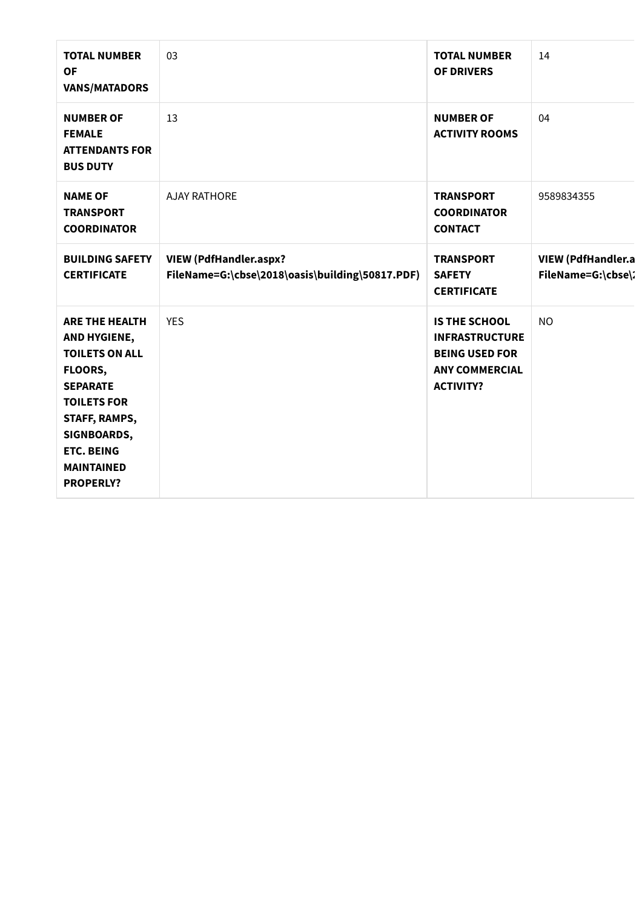| TOTAL NUMBER OF VANS/MATADORS | 03 | TOTAL NUMBER OF DRIVERS | 14 |
|---|---|---|---|
| NUMBER OF FEMALE ATTENDANTS FOR BUS DUTY | 13 | NUMBER OF ACTIVITY ROOMS | 04 |
| NAME OF TRANSPORT COORDINATOR | AJAY RATHORE | TRANSPORT COORDINATOR CONTACT | 9589834355 |
| BUILDING SAFETY CERTIFICATE | **VIEW (PdfHandler.aspx?FileName=G:\cbse\2018\oasis\building\50817.PDF)** | TRANSPORT SAFETY CERTIFICATE | **VIEW (PdfHandler.a FileName=G:\cbse\** |
| ARE THE HEALTH AND HYGIENE, TOILETS ON ALL FLOORS, SEPARATE TOILETS FOR STAFF, RAMPS, SIGNBOARDS, ETC. BEING MAINTAINED PROPERLY? | YES | IS THE SCHOOL INFRASTRUCTURE BEING USED FOR ANY COMMERCIAL ACTIVITY? | NO |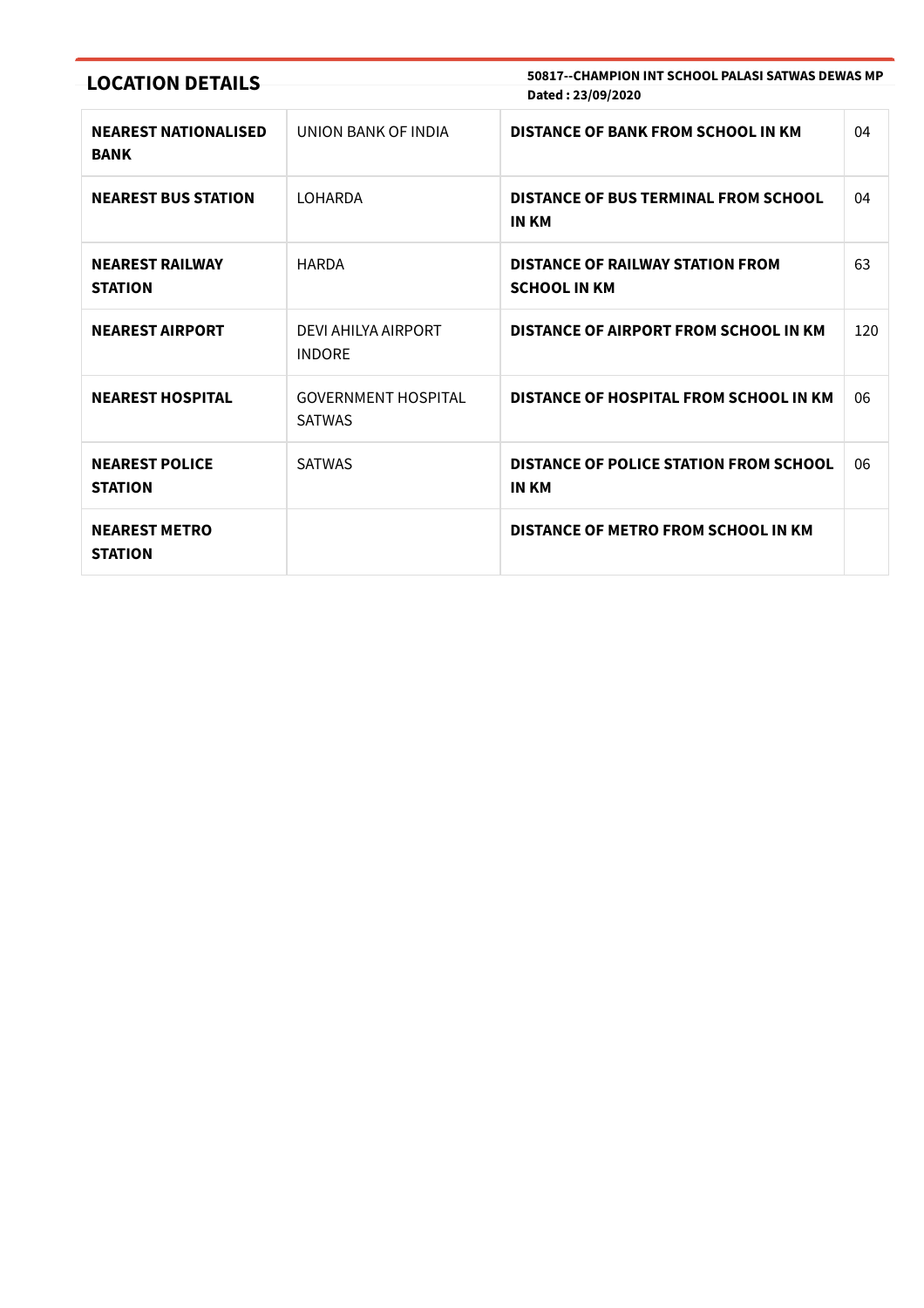## LOCATION DETAILS

**50817--CHAMPION INT SCHOOL PALASI SATWAS DEWAS MP**
**Dated : 23/09/2020**

| | | | |
|---|---|---|---|
| **NEAREST NATIONALISED BANK** | UNION BANK OF INDIA | **DISTANCE OF BANK FROM SCHOOL IN KM** | 04 |
| **NEAREST BUS STATION** | LOHARDA | **DISTANCE OF BUS TERMINAL FROM SCHOOL IN KM** | 04 |
| **NEAREST RAILWAY STATION** | HARDA | **DISTANCE OF RAILWAY STATION FROM SCHOOL IN KM** | 63 |
| **NEAREST AIRPORT** | DEVI AHILYA AIRPORT INDORE | **DISTANCE OF AIRPORT FROM SCHOOL IN KM** | 120 |
| **NEAREST HOSPITAL** | GOVERNMENT HOSPITAL SATWAS | **DISTANCE OF HOSPITAL FROM SCHOOL IN KM** | 06 |
| **NEAREST POLICE STATION** | SATWAS | **DISTANCE OF POLICE STATION FROM SCHOOL IN KM** | 06 |
| **NEAREST METRO STATION** | | **DISTANCE OF METRO FROM SCHOOL IN KM** | |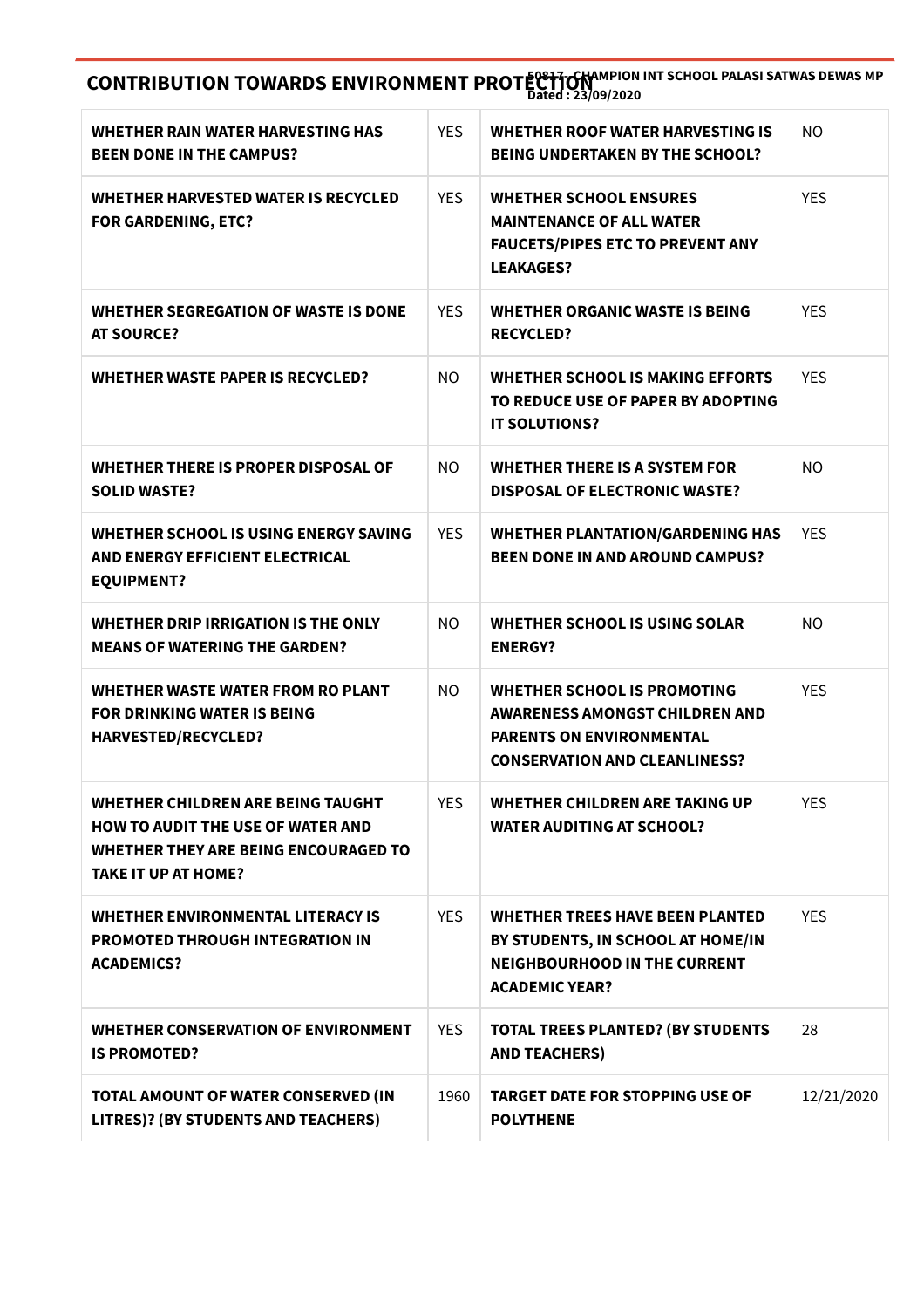## CONTRIBUTION TOWARDS ENVIRONMENT PROTECTION

50817 - CHAMPION INT SCHOOL PALASI SATWAS DEWAS MP
Dated : 23/09/2020

| | | | |
|---|---|---|---|
| **WHETHER RAIN WATER HARVESTING HAS BEEN DONE IN THE CAMPUS?** | YES | **WHETHER ROOF WATER HARVESTING IS BEING UNDERTAKEN BY THE SCHOOL?** | NO |
| **WHETHER HARVESTED WATER IS RECYCLED FOR GARDENING, ETC?** | YES | **WHETHER SCHOOL ENSURES MAINTENANCE OF ALL WATER FAUCETS/PIPES ETC TO PREVENT ANY LEAKAGES?** | YES |
| **WHETHER SEGREGATION OF WASTE IS DONE AT SOURCE?** | YES | **WHETHER ORGANIC WASTE IS BEING RECYCLED?** | YES |
| **WHETHER WASTE PAPER IS RECYCLED?** | NO | **WHETHER SCHOOL IS MAKING EFFORTS TO REDUCE USE OF PAPER BY ADOPTING IT SOLUTIONS?** | YES |
| **WHETHER THERE IS PROPER DISPOSAL OF SOLID WASTE?** | NO | **WHETHER THERE IS A SYSTEM FOR DISPOSAL OF ELECTRONIC WASTE?** | NO |
| **WHETHER SCHOOL IS USING ENERGY SAVING AND ENERGY EFFICIENT ELECTRICAL EQUIPMENT?** | YES | **WHETHER PLANTATION/GARDENING HAS BEEN DONE IN AND AROUND CAMPUS?** | YES |
| **WHETHER DRIP IRRIGATION IS THE ONLY MEANS OF WATERING THE GARDEN?** | NO | **WHETHER SCHOOL IS USING SOLAR ENERGY?** | NO |
| **WHETHER WASTE WATER FROM RO PLANT FOR DRINKING WATER IS BEING HARVESTED/RECYCLED?** | NO | **WHETHER SCHOOL IS PROMOTING AWARENESS AMONGST CHILDREN AND PARENTS ON ENVIRONMENTAL CONSERVATION AND CLEANLINESS?** | YES |
| **WHETHER CHILDREN ARE BEING TAUGHT HOW TO AUDIT THE USE OF WATER AND WHETHER THEY ARE BEING ENCOURAGED TO TAKE IT UP AT HOME?** | YES | **WHETHER CHILDREN ARE TAKING UP WATER AUDITING AT SCHOOL?** | YES |
| **WHETHER ENVIRONMENTAL LITERACY IS PROMOTED THROUGH INTEGRATION IN ACADEMICS?** | YES | **WHETHER TREES HAVE BEEN PLANTED BY STUDENTS, IN SCHOOL AT HOME/IN NEIGHBOURHOOD IN THE CURRENT ACADEMIC YEAR?** | YES |
| **WHETHER CONSERVATION OF ENVIRONMENT IS PROMOTED?** | YES | **TOTAL TREES PLANTED? (BY STUDENTS AND TEACHERS)** | 28 |
| **TOTAL AMOUNT OF WATER CONSERVED (IN LITRES)? (BY STUDENTS AND TEACHERS)** | 1960 | **TARGET DATE FOR STOPPING USE OF POLYTHENE** | 12/21/2020 |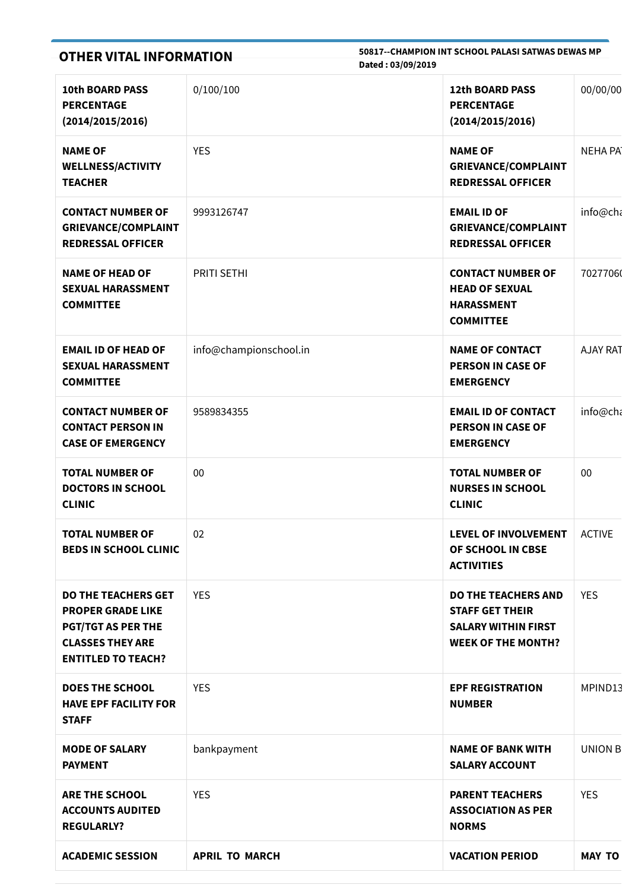## OTHER VITAL INFORMATION

**50817--CHAMPION INT SCHOOL PALASI SATWAS DEWAS MP**
**Dated : 03/09/2019**

| | | | |
|---|---|---|---|
| **10th BOARD PASS PERCENTAGE (2014/2015/2016)** | 0/100/100 | **12th BOARD PASS PERCENTAGE (2014/2015/2016)** | 00/00/00 |
| **NAME OF WELLNESS/ACTIVITY TEACHER** | YES | **NAME OF GRIEVANCE/COMPLAINT REDRESSAL OFFICER** | NEHA PA |
| **CONTACT NUMBER OF GRIEVANCE/COMPLAINT REDRESSAL OFFICER** | 9993126747 | **EMAIL ID OF GRIEVANCE/COMPLAINT REDRESSAL OFFICER** | info@cha |
| **NAME OF HEAD OF SEXUAL HARASSMENT COMMITTEE** | PRITI SETHI | **CONTACT NUMBER OF HEAD OF SEXUAL HARASSMENT COMMITTEE** | 7027706 |
| **EMAIL ID OF HEAD OF SEXUAL HARASSMENT COMMITEE** | info@championschool.in | **NAME OF CONTACT PERSON IN CASE OF EMERGENCY** | AJAY RAT |
| **CONTACT NUMBER OF CONTACT PERSON IN CASE OF EMERGENCY** | 9589834355 | **EMAIL ID OF CONTACT PERSON IN CASE OF EMERGENCY** | info@cha |
| **TOTAL NUMBER OF DOCTORS IN SCHOOL CLINIC** | 00 | **TOTAL NUMBER OF NURSES IN SCHOOL CLINIC** | 00 |
| **TOTAL NUMBER OF BEDS IN SCHOOL CLINIC** | 02 | **LEVEL OF INVOLVEMENT OF SCHOOL IN CBSE ACTIVITIES** | ACTIVE |
| **DO THE TEACHERS GET PROPER GRADE LIKE PGT/TGT AS PER THE CLASSES THEY ARE ENTITLED TO TEACH?** | YES | **DO THE TEACHERS AND STAFF GET THEIR SALARY WITHIN FIRST WEEK OF THE MONTH?** | YES |
| **DOES THE SCHOOL HAVE EPF FACILITY FOR STAFF** | YES | **EPF REGISTRATION NUMBER** | MPIND13 |
| **MODE OF SALARY PAYMENT** | bankpayment | **NAME OF BANK WITH SALARY ACCOUNT** | UNION B |
| **ARE THE SCHOOL ACCOUNTS AUDITED REGULARLY?** | YES | **PARENT TEACHERS ASSOCIATION AS PER NORMS** | YES |
| **ACADEMIC SESSION** | **APRIL TO MARCH** | **VACATION PERIOD** | **MAY TO** |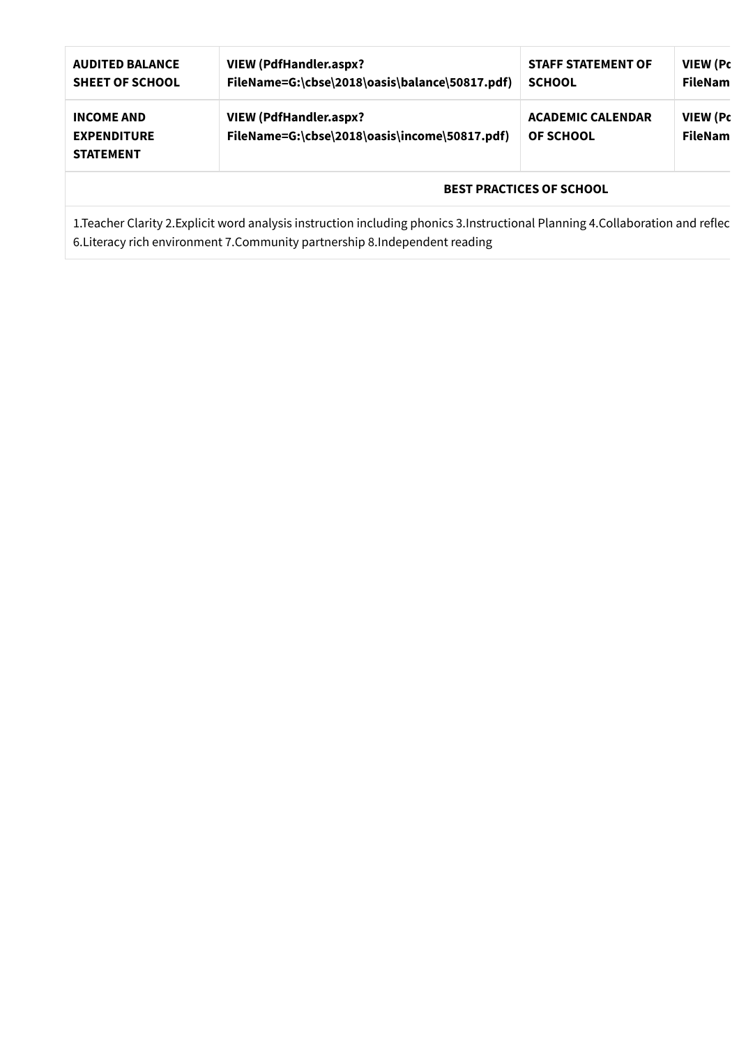| AUDITED BALANCE SHEET OF SCHOOL | VIEW (PdfHandler.aspx?FileName=G:\cbse\2018\oasis\balance\50817.pdf) | STAFF STATEMENT OF SCHOOL | VIEW (Pd FileNam |
|---|---|---|---|
| INCOME AND EXPENDITURE STATEMENT | VIEW (PdfHandler.aspx?FileName=G:\cbse\2018\oasis\income\50817.pdf) | ACADEMIC CALENDAR OF SCHOOL | VIEW (Pd FileNam |

| BEST PRACTICES OF SCHOOL |
|---|
| 1.Teacher Clarity 2.Explicit word analysis instruction including phonics 3.Instructional Planning 4.Collaboration and reflec 6.Literacy rich environment 7.Community partnership 8.Independent reading |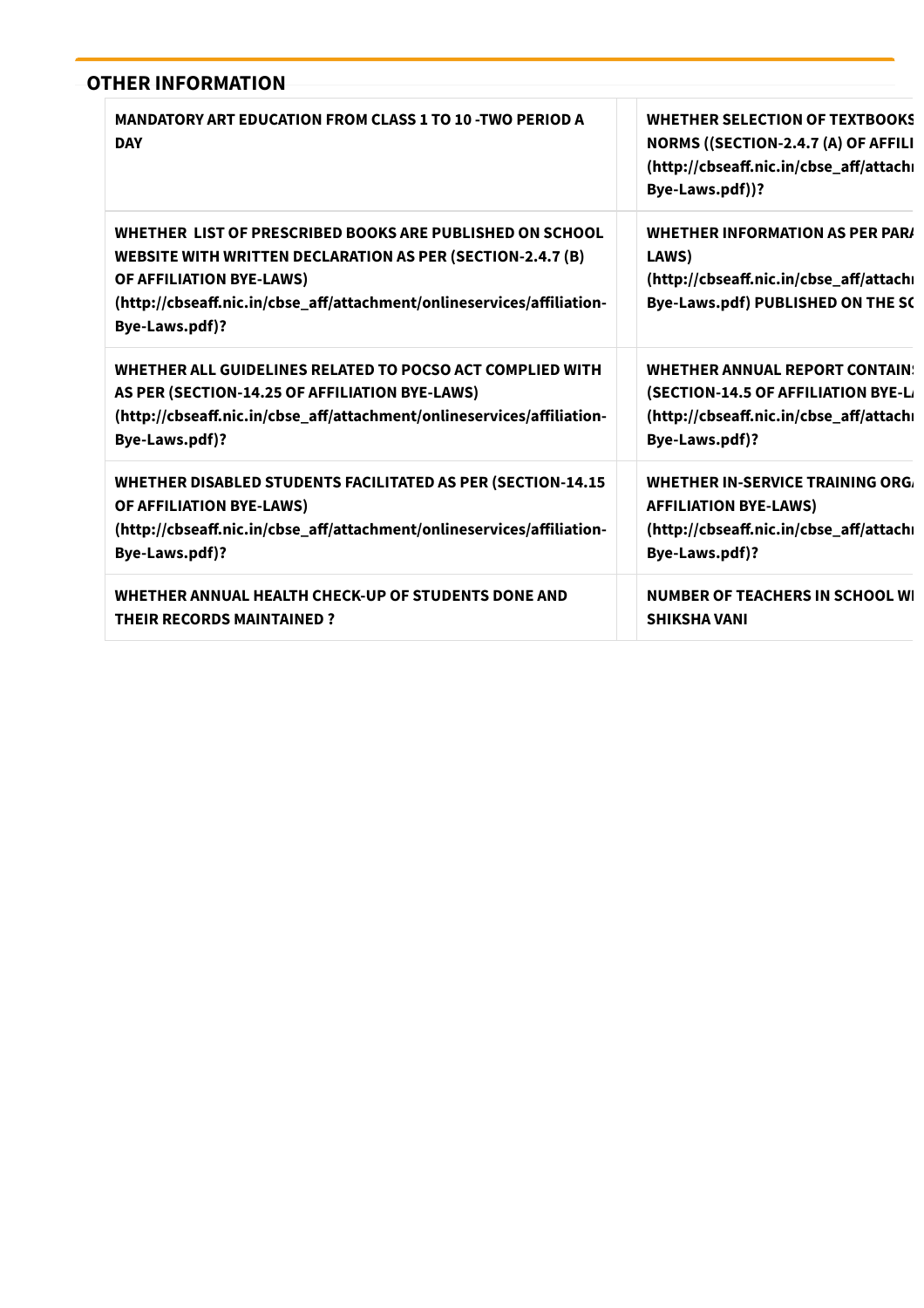## OTHER INFORMATION

| | | | |
|---|---|---|---|
| MANDATORY ART EDUCATION FROM CLASS 1 TO 10 -TWO PERIOD A DAY | | WHETHER SELECTION OF TEXTBOOKS NORMS ((SECTION-2.4.7 (A) OF AFFILI (http://cbseaff.nic.in/cbse_aff/attachm Bye-Laws.pdf))? | |
| WHETHER LIST OF PRESCRIBED BOOKS ARE PUBLISHED ON SCHOOL WEBSITE WITH WRITTEN DECLARATION AS PER (SECTION-2.4.7 (B) OF AFFILIATION BYE-LAWS) (http://cbseaff.nic.in/cbse_aff/attachment/onlineservices/affiliation-Bye-Laws.pdf)? | | WHETHER INFORMATION AS PER PARA LAWS) (http://cbseaff.nic.in/cbse_aff/attachm Bye-Laws.pdf) PUBLISHED ON THE SC | |
| WHETHER ALL GUIDELINES RELATED TO POCSO ACT COMPLIED WITH AS PER (SECTION-14.25 OF AFFILIATION BYE-LAWS) (http://cbseaff.nic.in/cbse_aff/attachment/onlineservices/affiliation-Bye-Laws.pdf)? | | WHETHER ANNUAL REPORT CONTAINS (SECTION-14.5 OF AFFILIATION BYE-LA (http://cbseaff.nic.in/cbse_aff/attachm Bye-Laws.pdf)? | |
| WHETHER DISABLED STUDENTS FACILITATED AS PER (SECTION-14.15 OF AFFILIATION BYE-LAWS) (http://cbseaff.nic.in/cbse_aff/attachment/onlineservices/affiliation-Bye-Laws.pdf)? | | WHETHER IN-SERVICE TRAINING ORGA AFFILIATION BYE-LAWS) (http://cbseaff.nic.in/cbse_aff/attachm Bye-Laws.pdf)? | |
| WHETHER ANNUAL HEALTH CHECK-UP OF STUDENTS DONE AND THEIR RECORDS MAINTAINED ? | | NUMBER OF TEACHERS IN SCHOOL WI SHIKSHA VANI | |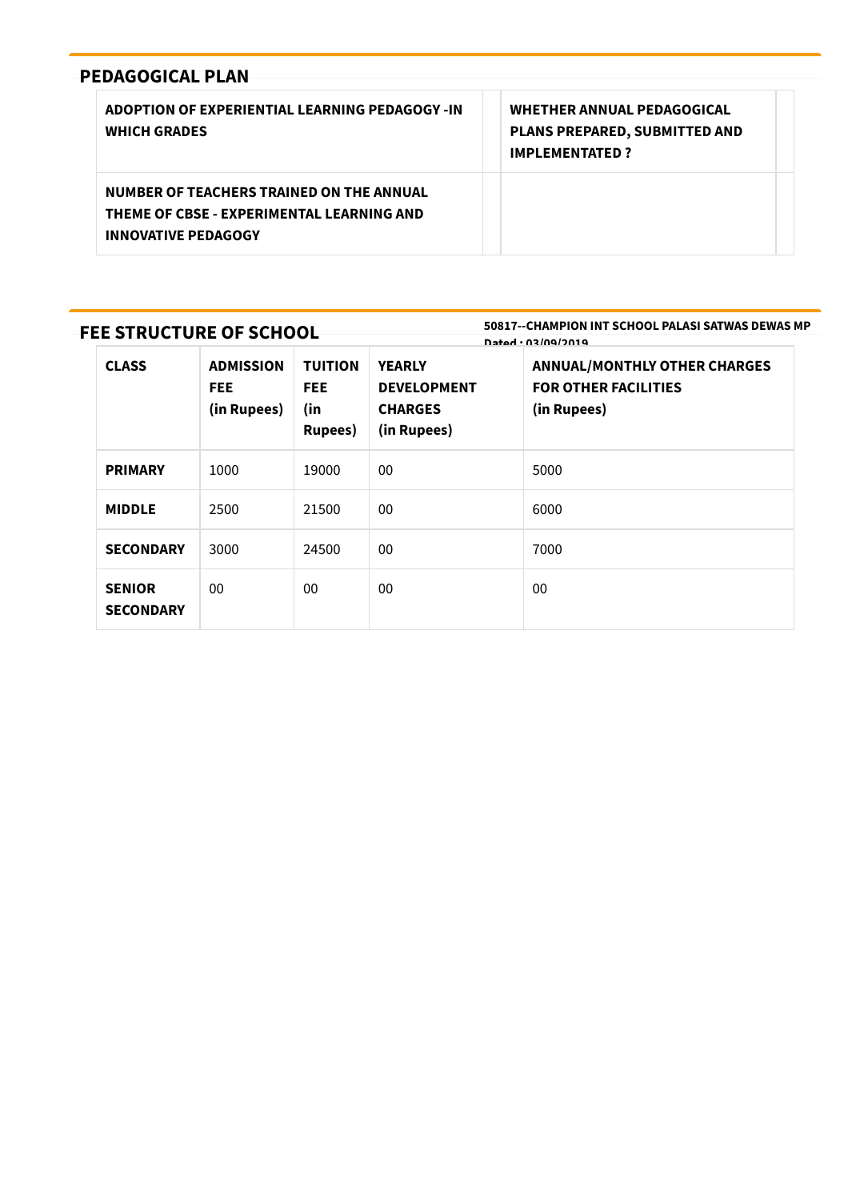## PEDAGOGICAL PLAN

| ADOPTION OF EXPERIENTIAL LEARNING PEDAGOGY -IN WHICH GRADES | | WHETHER ANNUAL PEDAGOGICAL PLANS PREPARED, SUBMITTED AND IMPLEMENTATED ? | |
|---|---|---|---|
| **NUMBER OF TEACHERS TRAINED ON THE ANNUAL THEME OF CBSE - EXPERIMENTAL LEARNING AND INNOVATIVE PEDAGOGY** | | | |

## FEE STRUCTURE OF SCHOOL

**50817--CHAMPION INT SCHOOL PALASI SATWAS DEWAS MP**
**Dated : 03/09/2019**

| CLASS | ADMISSION FEE (in Rupees) | TUITION FEE (in Rupees) | YEARLY DEVELOPMENT CHARGES (in Rupees) | ANNUAL/MONTHLY OTHER CHARGES FOR OTHER FACILITIES (in Rupees) |
|---|---|---|---|---|
| **PRIMARY** | 1000 | 19000 | 00 | 5000 |
| **MIDDLE** | 2500 | 21500 | 00 | 6000 |
| **SECONDARY** | 3000 | 24500 | 00 | 7000 |
| **SENIOR SECONDARY** | 00 | 00 | 00 | 00 |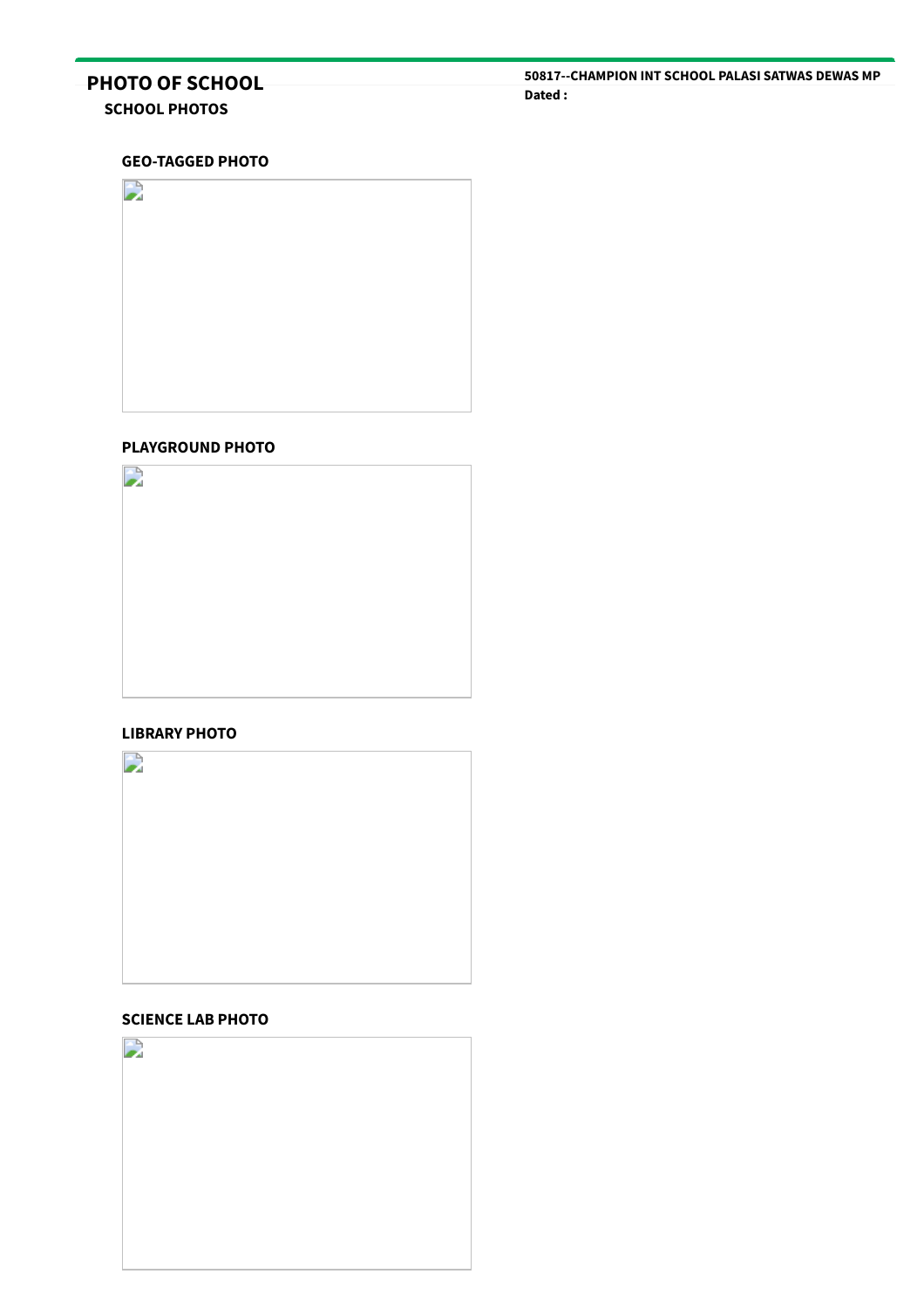# PHOTO OF SCHOOL

**50817--CHAMPION INT SCHOOL PALASI SATWAS DEWAS MP**

**Dated :**

## SCHOOL PHOTOS

### GEO-TAGGED PHOTO

### PLAYGROUND PHOTO

### LIBRARY PHOTO

### SCIENCE LAB PHOTO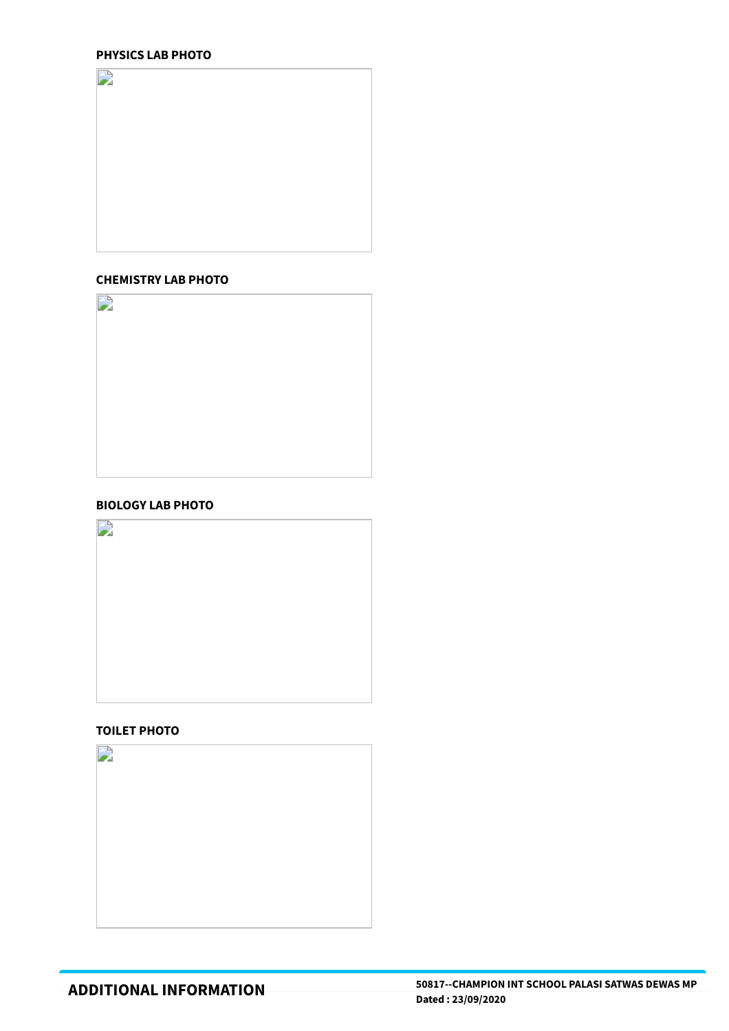**PHYSICS LAB PHOTO**

**CHEMISTRY LAB PHOTO**

**BIOLOGY LAB PHOTO**

**TOILET PHOTO**

## ADDITIONAL INFORMATION

**50817--CHAMPION INT SCHOOL PALASI SATWAS DEWAS MP**
**Dated : 23/09/2020**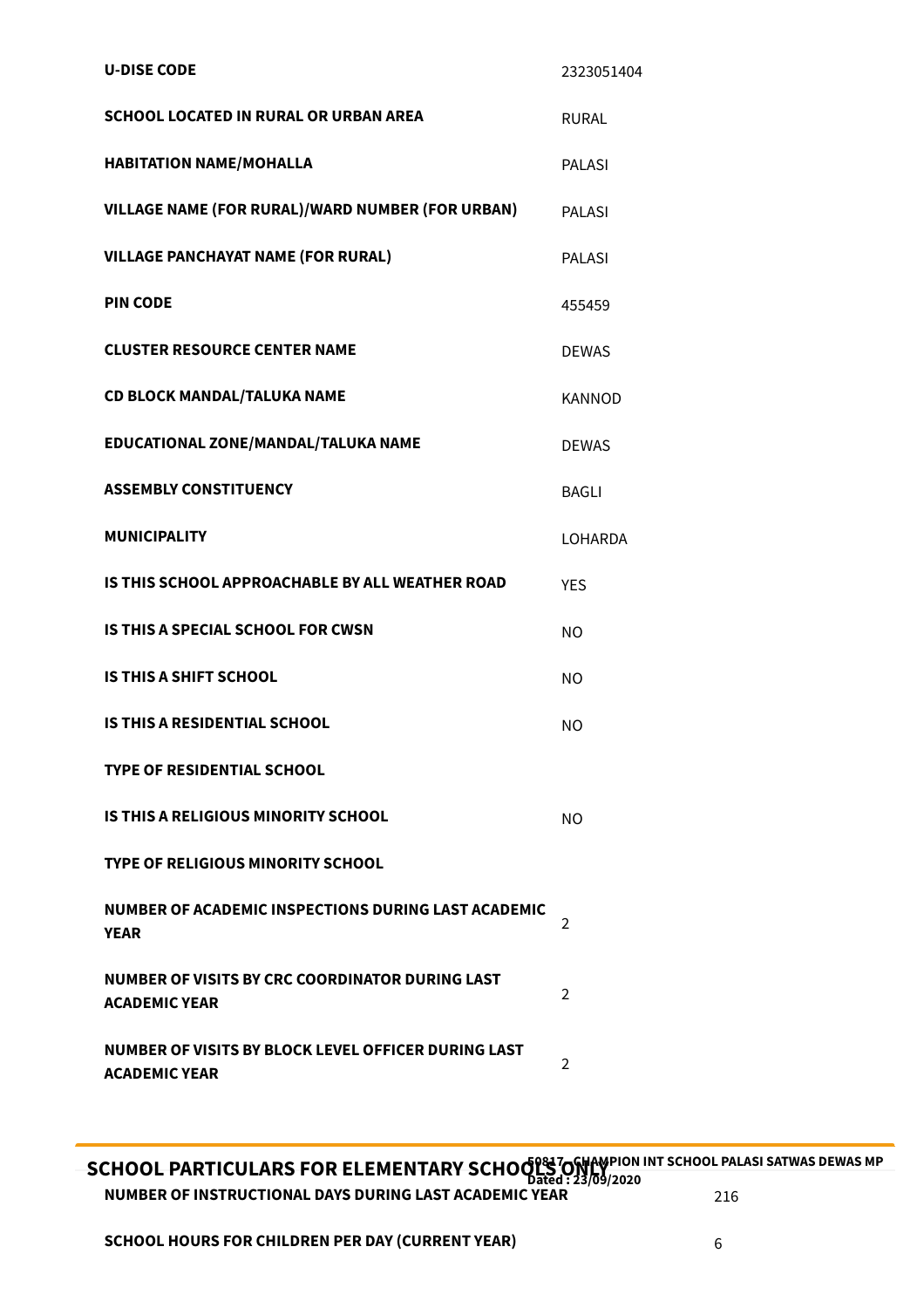| | |
|---|---|
| **U-DISE CODE** | 2323051404 |
| **SCHOOL LOCATED IN RURAL OR URBAN AREA** | RURAL |
| **HABITATION NAME/MOHALLA** | PALASI |
| **VILLAGE NAME (FOR RURAL)/WARD NUMBER (FOR URBAN)** | PALASI |
| **VILLAGE PANCHAYAT NAME (FOR RURAL)** | PALASI |
| **PIN CODE** | 455459 |
| **CLUSTER RESOURCE CENTER NAME** | DEWAS |
| **CD BLOCK MANDAL/TALUKA NAME** | KANNOD |
| **EDUCATIONAL ZONE/MANDAL/TALUKA NAME** | DEWAS |
| **ASSEMBLY CONSTITUENCY** | BAGLI |
| **MUNICIPALITY** | LOHARDA |
| **IS THIS SCHOOL APPROACHABLE BY ALL WEATHER ROAD** | YES |
| **IS THIS A SPECIAL SCHOOL FOR CWSN** | NO |
| **IS THIS A SHIFT SCHOOL** | NO |
| **IS THIS A RESIDENTIAL SCHOOL** | NO |
| **TYPE OF RESIDENTIAL SCHOOL** | |
| **IS THIS A RELIGIOUS MINORITY SCHOOL** | NO |
| **TYPE OF RELIGIOUS MINORITY SCHOOL** | |
| **NUMBER OF ACADEMIC INSPECTIONS DURING LAST ACADEMIC YEAR** | 2 |
| **NUMBER OF VISITS BY CRC COORDINATOR DURING LAST ACADEMIC YEAR** | 2 |
| **NUMBER OF VISITS BY BLOCK LEVEL OFFICER DURING LAST ACADEMIC YEAR** | 2 |

## SCHOOL PARTICULARS FOR ELEMENTARY SCHOOLS ONLY

| | |
|---|---|
| **NUMBER OF INSTRUCTIONAL DAYS DURING LAST ACADEMIC YEAR** | 216 |
| **SCHOOL HOURS FOR CHILDREN PER DAY (CURRENT YEAR)** | 6 |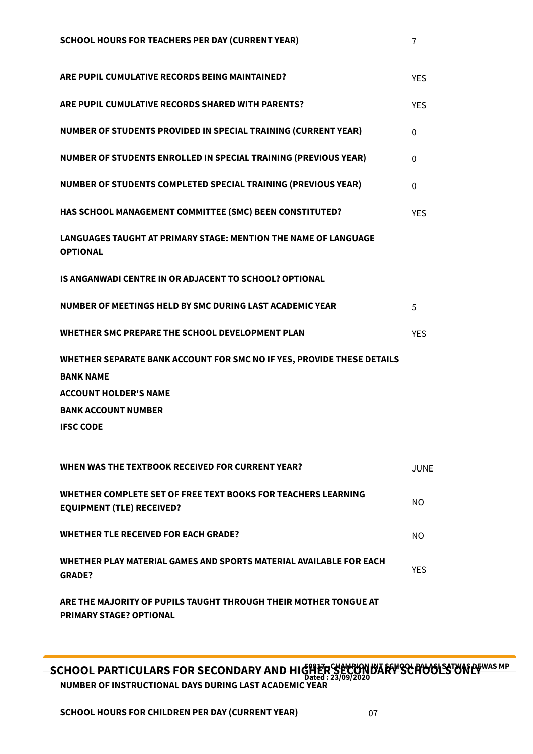| | |
|---|---|
| **SCHOOL HOURS FOR TEACHERS PER DAY (CURRENT YEAR)** | 7 |
| **ARE PUPIL CUMULATIVE RECORDS BEING MAINTAINED?** | YES |
| **ARE PUPIL CUMULATIVE RECORDS SHARED WITH PARENTS?** | YES |
| **NUMBER OF STUDENTS PROVIDED IN SPECIAL TRAINING (CURRENT YEAR)** | 0 |
| **NUMBER OF STUDENTS ENROLLED IN SPECIAL TRAINING (PREVIOUS YEAR)** | 0 |
| **NUMBER OF STUDENTS COMPLETED SPECIAL TRAINING (PREVIOUS YEAR)** | 0 |
| **HAS SCHOOL MANAGEMENT COMMITTEE (SMC) BEEN CONSTITUTED?** | YES |
| **LANGUAGES TAUGHT AT PRIMARY STAGE: MENTION THE NAME OF LANGUAGE OPTIONAL** | |
| **IS ANGANWADI CENTRE IN OR ADJACENT TO SCHOOL? OPTIONAL** | |
| **NUMBER OF MEETINGS HELD BY SMC DURING LAST ACADEMIC YEAR** | 5 |
| **WHETHER SMC PREPARE THE SCHOOL DEVELOPMENT PLAN** | YES |
| **WHETHER SEPARATE BANK ACCOUNT FOR SMC NO IF YES, PROVIDE THESE DETAILS** | |
| **BANK NAME** | |
| **ACCOUNT HOLDER'S NAME** | |
| **BANK ACCOUNT NUMBER** | |
| **IFSC CODE** | |
| **WHEN WAS THE TEXTBOOK RECEIVED FOR CURRENT YEAR?** | JUNE |
| **WHETHER COMPLETE SET OF FREE TEXT BOOKS FOR TEACHERS LEARNING EQUIPMENT (TLE) RECEIVED?** | NO |
| **WHETHER TLE RECEIVED FOR EACH GRADE?** | NO |
| **WHETHER PLAY MATERIAL GAMES AND SPORTS MATERIAL AVAILABLE FOR EACH GRADE?** | YES |
| **ARE THE MAJORITY OF PUPILS TAUGHT THROUGH THEIR MOTHER TONGUE AT PRIMARY STAGE? OPTIONAL** | |

## SCHOOL PARTICULARS FOR SECONDARY AND HIGHER SECONDARY SCHOOLS ONLY

| | |
|---|---|
| **NUMBER OF INSTRUCTIONAL DAYS DURING LAST ACADEMIC YEAR** | |
| **SCHOOL HOURS FOR CHILDREN PER DAY (CURRENT YEAR)** | 07 |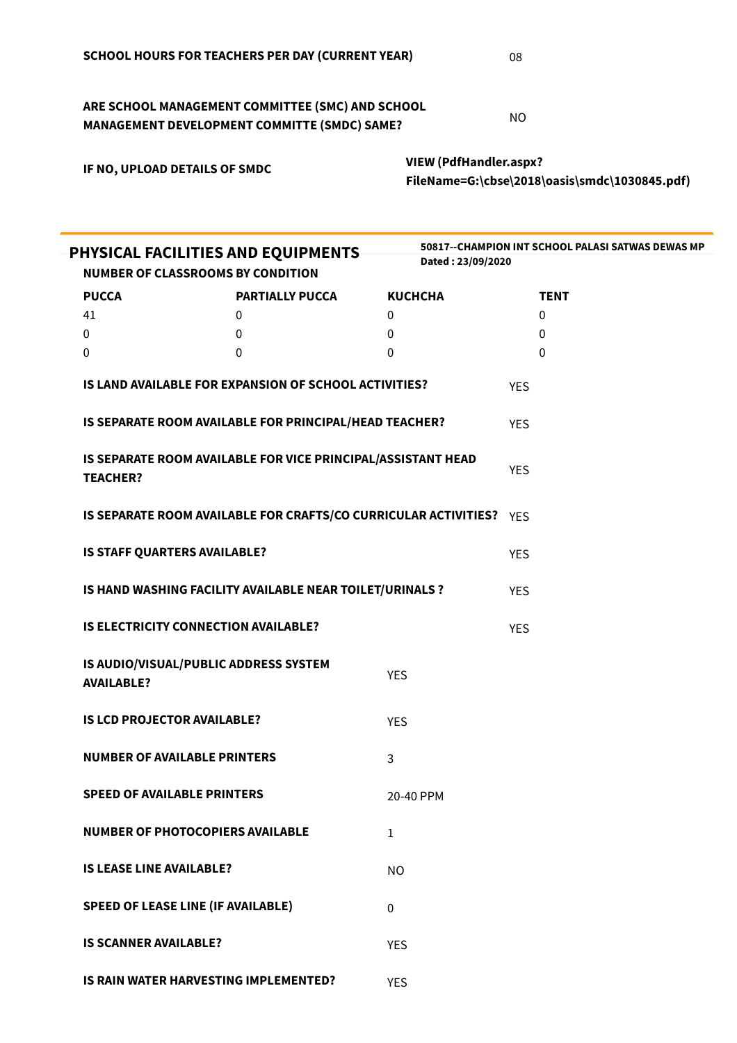| | |
|---|---|
| **SCHOOL HOURS FOR TEACHERS PER DAY (CURRENT YEAR)** | 08 |
| **ARE SCHOOL MANAGEMENT COMMITTEE (SMC) AND SCHOOL MANAGEMENT DEVELOPMENT COMMITTE (SMDC) SAME?** | NO |
| **IF NO, UPLOAD DETAILS OF SMDC** | **VIEW (PdfHandler.aspx?FileName=G:\cbse\2018\oasis\smdc\1030845.pdf)** |

## PHYSICAL FACILITIES AND EQUIPMENTS

**50817--CHAMPION INT SCHOOL PALASI SATWAS DEWAS MP**
**Dated : 23/09/2020**

**NUMBER OF CLASSROOMS BY CONDITION**

| PUCCA | PARTIALLY PUCCA | KUCHCHA | TENT |
|---|---|---|---|
| 41 | 0 | 0 | 0 |
| 0 | 0 | 0 | 0 |
| 0 | 0 | 0 | 0 |

| | |
|---|---|
| **IS LAND AVAILABLE FOR EXPANSION OF SCHOOL ACTIVITIES?** | YES |
| **IS SEPARATE ROOM AVAILABLE FOR PRINCIPAL/HEAD TEACHER?** | YES |
| **IS SEPARATE ROOM AVAILABLE FOR VICE PRINCIPAL/ASSISTANT HEAD TEACHER?** | YES |
| **IS SEPARATE ROOM AVAILABLE FOR CRAFTS/CO CURRICULAR ACTIVITIES?** | YES |
| **IS STAFF QUARTERS AVAILABLE?** | YES |
| **IS HAND WASHING FACILITY AVAILABLE NEAR TOILET/URINALS ?** | YES |
| **IS ELECTRICITY CONNECTION AVAILABLE?** | YES |
| **IS AUDIO/VISUAL/PUBLIC ADDRESS SYSTEM AVAILABLE?** | YES |
| **IS LCD PROJECTOR AVAILABLE?** | YES |
| **NUMBER OF AVAILABLE PRINTERS** | 3 |
| **SPEED OF AVAILABLE PRINTERS** | 20-40 PPM |
| **NUMBER OF PHOTOCOPIERS AVAILABLE** | 1 |
| **IS LEASE LINE AVAILABLE?** | NO |
| **SPEED OF LEASE LINE (IF AVAILABLE)** | 0 |
| **IS SCANNER AVAILABLE?** | YES |
| **IS RAIN WATER HARVESTING IMPLEMENTED?** | YES |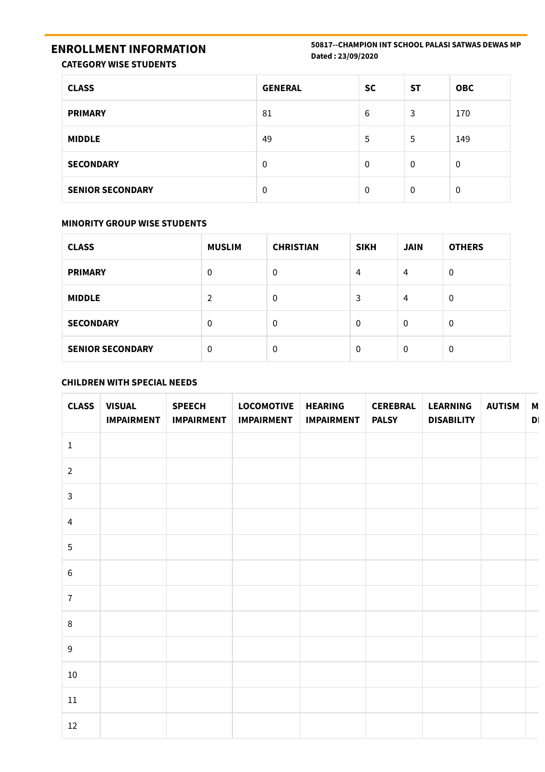## ENROLLMENT INFORMATION

**50817--CHAMPION INT SCHOOL PALASI SATWAS DEWAS MP**
**Dated : 23/09/2020**

### CATEGORY WISE STUDENTS

| CLASS | GENERAL | SC | ST | OBC |
|---|---|---|---|---|
| **PRIMARY** | 81 | 6 | 3 | 170 |
| **MIDDLE** | 49 | 5 | 5 | 149 |
| **SECONDARY** | 0 | 0 | 0 | 0 |
| **SENIOR SECONDARY** | 0 | 0 | 0 | 0 |

### MINORITY GROUP WISE STUDENTS

| CLASS | MUSLIM | CHRISTIAN | SIKH | JAIN | OTHERS |
|---|---|---|---|---|---|
| **PRIMARY** | 0 | 0 | 4 | 4 | 0 |
| **MIDDLE** | 2 | 0 | 3 | 4 | 0 |
| **SECONDARY** | 0 | 0 | 0 | 0 | 0 |
| **SENIOR SECONDARY** | 0 | 0 | 0 | 0 | 0 |

### CHILDREN WITH SPECIAL NEEDS

| CLASS | VISUAL IMPAIRMENT | SPEECH IMPAIRMENT | LOCOMOTIVE IMPAIRMENT | HEARING IMPAIRMENT | CEREBRAL PALSY | LEARNING DISABILITY | AUTISM | M DI |
|---|---|---|---|---|---|---|---|---|
| 1 | | | | | | | | |
| 2 | | | | | | | | |
| 3 | | | | | | | | |
| 4 | | | | | | | | |
| 5 | | | | | | | | |
| 6 | | | | | | | | |
| 7 | | | | | | | | |
| 8 | | | | | | | | |
| 9 | | | | | | | | |
| 10 | | | | | | | | |
| 11 | | | | | | | | |
| 12 | | | | | | | | |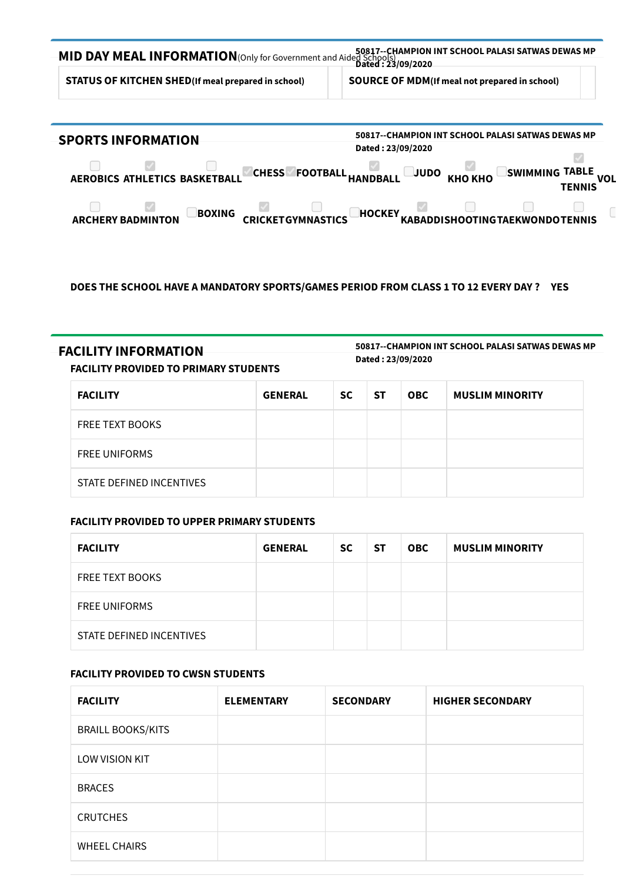## MID DAY MEAL INFORMATION (Only for Government and Aided Schools)

**50817--CHAMPION INT SCHOOL PALASI SATWAS DEWAS MP**
**Dated : 23/09/2020**

| STATUS OF KITCHEN SHED(If meal prepared in school) | | SOURCE OF MDM(If meal not prepared in school) | |
|---|---|---|---|

## SPORTS INFORMATION

**50817--CHAMPION INT SCHOOL PALASI SATWAS DEWAS MP**
**Dated : 23/09/2020**

- [ ] AEROBICS
- [x] ATHLETICS
- [ ] BASKETBALL
- [x] CHESS
- [x] FOOTBALL
- [x] HANDBALL
- [ ] JUDO
- [x] KHO KHO
- [ ] SWIMMING
- [x] TABLE TENNIS
- [ ] VOL
- [ ] ARCHERY
- [x] BADMINTON
- [ ] BOXING
- [x] CRICKET
- [ ] GYMNASTICS
- [ ] HOCKEY
- [x] KABADDI
- [ ] SHOOTING
- [ ] TAEKWONDO
- [ ] TENNIS

**DOES THE SCHOOL HAVE A MANDATORY SPORTS/GAMES PERIOD FROM CLASS 1 TO 12 EVERY DAY ? YES**

## FACILITY INFORMATION

**50817--CHAMPION INT SCHOOL PALASI SATWAS DEWAS MP**
**Dated : 23/09/2020**

### FACILITY PROVIDED TO PRIMARY STUDENTS

| FACILITY | GENERAL | SC | ST | OBC | MUSLIM MINORITY |
|---|---|---|---|---|---|
| FREE TEXT BOOKS | | | | | |
| FREE UNIFORMS | | | | | |
| STATE DEFINED INCENTIVES | | | | | |

### FACILITY PROVIDED TO UPPER PRIMARY STUDENTS

| FACILITY | GENERAL | SC | ST | OBC | MUSLIM MINORITY |
|---|---|---|---|---|---|
| FREE TEXT BOOKS | | | | | |
| FREE UNIFORMS | | | | | |
| STATE DEFINED INCENTIVES | | | | | |

### FACILITY PROVIDED TO CWSN STUDENTS

| FACILITY | ELEMENTARY | SECONDARY | HIGHER SECONDARY |
|---|---|---|---|
| BRAILL BOOKS/KITS | | | |
| LOW VISION KIT | | | |
| BRACES | | | |
| CRUTCHES | | | |
| WHEEL CHAIRS | | | |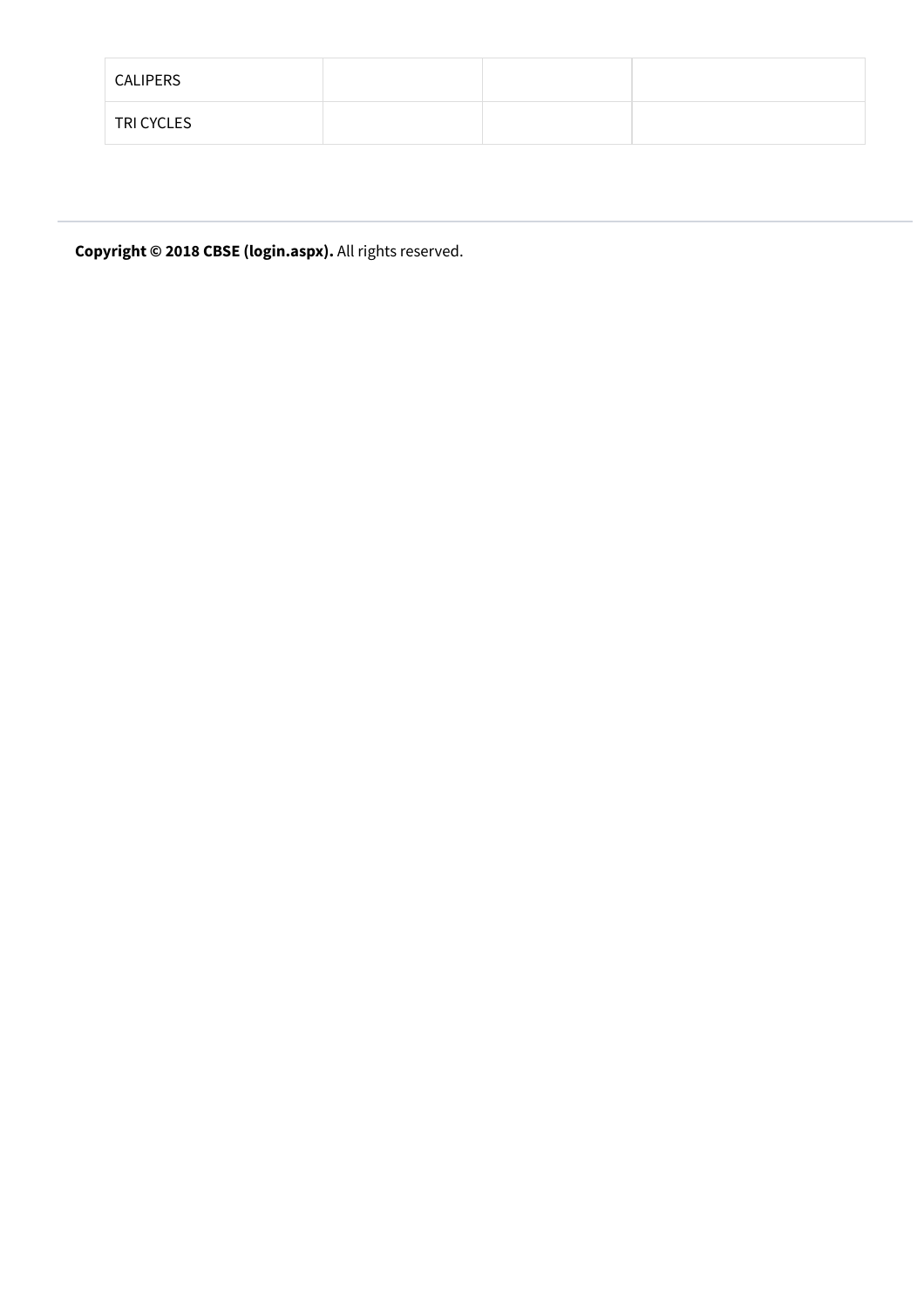| | | | |
| --- | --- | --- | --- |
| CALIPERS | | | |
| TRI CYCLES | | | |

**Copyright © 2018 CBSE (login.aspx).** All rights reserved.